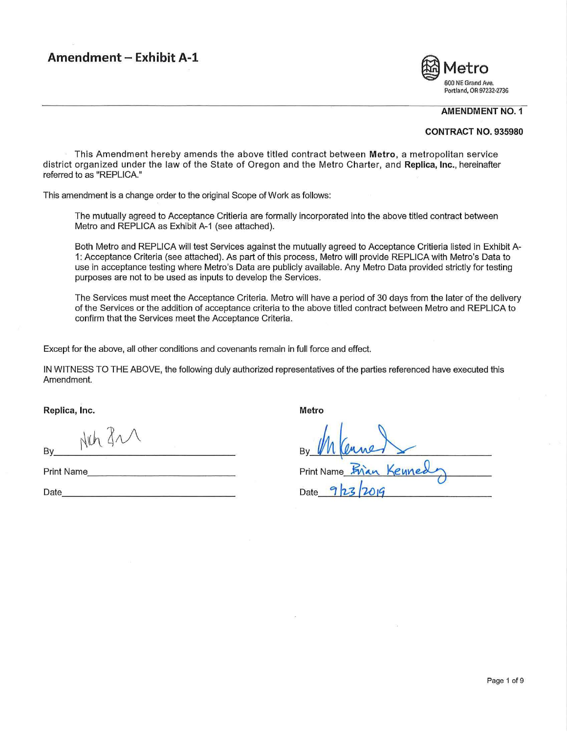# Amendment – Exhibit A-1

**Metro**
600 NE Grand Ave.
Portland, OR 97232-2736

**AMENDMENT NO. 1**

**CONTRACT NO. 935980**

This Amendment hereby amends the above titled contract between **Metro**, a metropolitan service district organized under the law of the State of Oregon and the Metro Charter, and **Replica, Inc.**, hereinafter referred to as "REPLICA."

This amendment is a change order to the original Scope of Work as follows:

> The mutually agreed to Acceptance Critieria are formally incorporated into the above titled contract between Metro and REPLICA as Exhibit A-1 (see attached).
>
> Both Metro and REPLICA will test Services against the mutually agreed to Acceptance Critieria listed in Exhibit A-1: Acceptance Criteria (see attached). As part of this process, Metro will provide REPLICA with Metro's Data to use in acceptance testing where Metro's Data are publicly available. Any Metro Data provided strictly for testing purposes are not to be used as inputs to develop the Services.
>
> The Services must meet the Acceptance Criteria. Metro will have a period of 30 days from the later of the delivery of the Services or the addition of acceptance criteria to the above titled contract between Metro and REPLICA to confirm that the Services meet the Acceptance Criteria.

Except for the above, all other conditions and covenants remain in full force and effect.

IN WITNESS TO THE ABOVE, the following duly authorized representatives of the parties referenced have executed this Amendment.

| **Replica, Inc.** | **Metro** |
|---|---|
| By: *[signature]* | By: *[signature]* |
| Print Name: | Print Name: Brian Kennedy |
| Date: | Date: 9/23/2019 |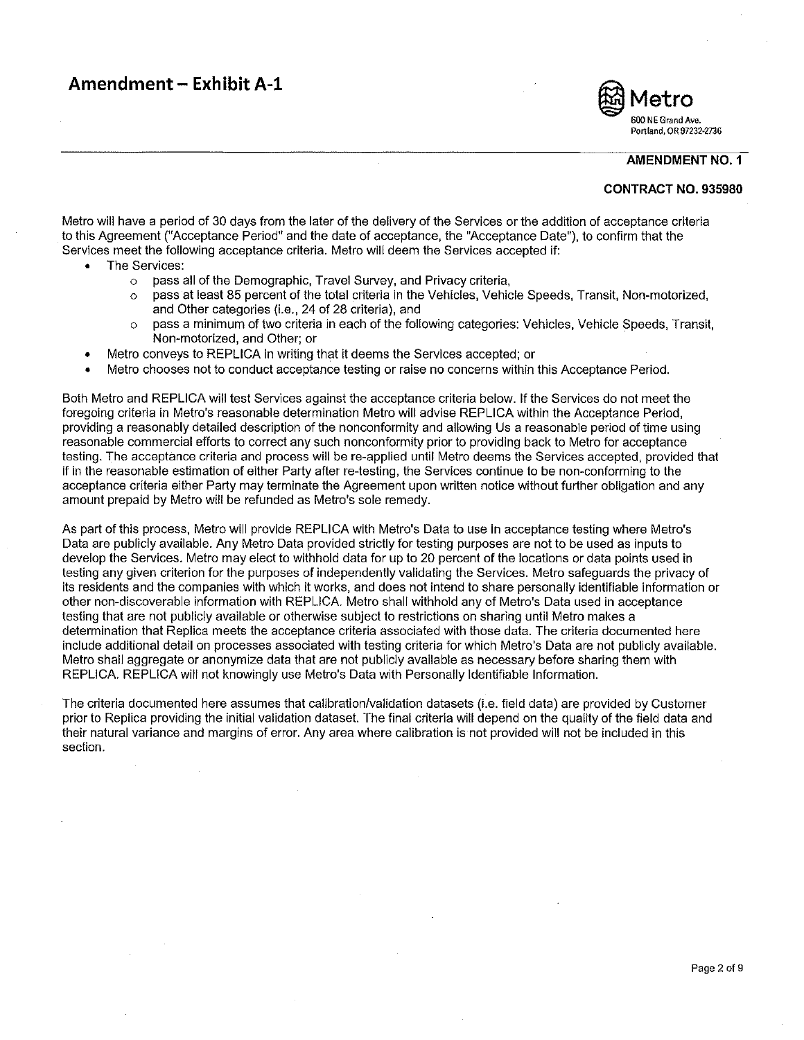# Amendment – Exhibit A-1

Metro
600 NE Grand Ave.
Portland, OR 97232-2736

**AMENDMENT NO. 1**

**CONTRACT NO. 935980**

Metro will have a period of 30 days from the later of the delivery of the Services or the addition of acceptance criteria to this Agreement ("Acceptance Period" and the date of acceptance, the "Acceptance Date"), to confirm that the Services meet the following acceptance criteria. Metro will deem the Services accepted if:

- The Services:
  - pass all of the Demographic, Travel Survey, and Privacy criteria,
  - pass at least 85 percent of the total criteria in the Vehicles, Vehicle Speeds, Transit, Non-motorized, and Other categories (i.e., 24 of 28 criteria), and
  - pass a minimum of two criteria in each of the following categories: Vehicles, Vehicle Speeds, Transit, Non-motorized, and Other; or
- Metro conveys to REPLICA in writing that it deems the Services accepted; or
- Metro chooses not to conduct acceptance testing or raise no concerns within this Acceptance Period.

Both Metro and REPLICA will test Services against the acceptance criteria below. If the Services do not meet the foregoing criteria in Metro's reasonable determination Metro will advise REPLICA within the Acceptance Period, providing a reasonably detailed description of the nonconformity and allowing Us a reasonable period of time using reasonable commercial efforts to correct any such nonconformity prior to providing back to Metro for acceptance testing. The acceptance criteria and process will be re-applied until Metro deems the Services accepted, provided that if in the reasonable estimation of either Party after re-testing, the Services continue to be non-conforming to the acceptance criteria either Party may terminate the Agreement upon written notice without further obligation and any amount prepaid by Metro will be refunded as Metro's sole remedy.

As part of this process, Metro will provide REPLICA with Metro's Data to use in acceptance testing where Metro's Data are publicly available. Any Metro Data provided strictly for testing purposes are not to be used as inputs to develop the Services. Metro may elect to withhold data for up to 20 percent of the locations or data points used in testing any given criterion for the purposes of independently validating the Services. Metro safeguards the privacy of its residents and the companies with which it works, and does not intend to share personally identifiable information or other non-discoverable information with REPLICA. Metro shall withhold any of Metro's Data used in acceptance testing that are not publicly available or otherwise subject to restrictions on sharing until Metro makes a determination that Replica meets the acceptance criteria associated with those data. The criteria documented here include additional detail on processes associated with testing criteria for which Metro's Data are not publicly available. Metro shall aggregate or anonymize data that are not publicly available as necessary before sharing them with REPLICA. REPLICA will not knowingly use Metro's Data with Personally Identifiable Information.

The criteria documented here assumes that calibration/validation datasets (i.e. field data) are provided by Customer prior to Replica providing the initial validation dataset. The final criteria will depend on the quality of the field data and their natural variance and margins of error. Any area where calibration is not provided will not be included in this section.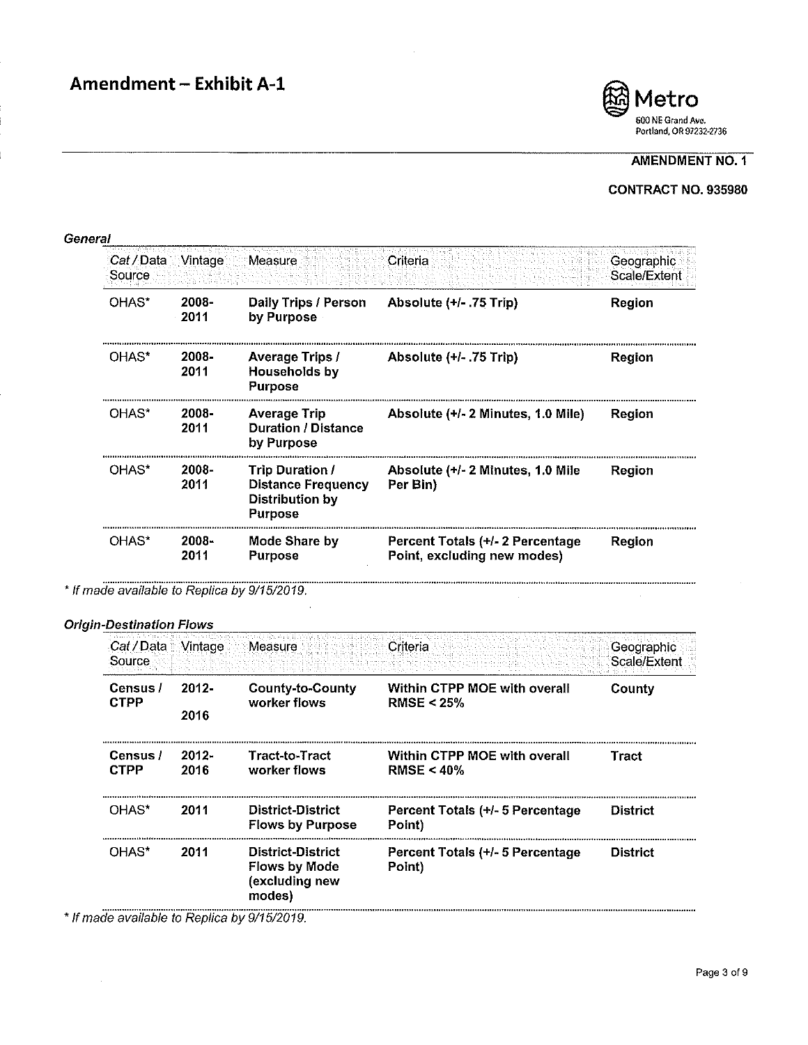# Amendment – Exhibit A-1

Metro
600 NE Grand Ave.
Portland, OR 97232-2736

**AMENDMENT NO. 1**

**CONTRACT NO. 935980**

***General***

| Cat / Data Source | Vintage | Measure | Criteria | Geographic Scale/Extent |
|---|---|---|---|---|
| OHAS* | **2008-2011** | **Daily Trips / Person by Purpose** | **Absolute (+/- .75 Trip)** | **Region** |
| OHAS* | **2008-2011** | **Average Trips / Households by Purpose** | **Absolute (+/- .75 Trip)** | **Region** |
| OHAS* | **2008-2011** | **Average Trip Duration / Distance by Purpose** | **Absolute (+/- 2 Minutes, 1.0 Mile)** | **Region** |
| OHAS* | **2008-2011** | **Trip Duration / Distance Frequency Distribution by Purpose** | **Absolute (+/- 2 Minutes, 1.0 Mile Per Bin)** | **Region** |
| OHAS* | **2008-2011** | **Mode Share by Purpose** | **Percent Totals (+/- 2 Percentage Point, excluding new modes)** | **Region** |

*\* If made available to Replica by 9/15/2019.*

***Origin-Destination Flows***

| Cat / Data Source | Vintage | Measure | Criteria | Geographic Scale/Extent |
|---|---|---|---|---|
| **Census / CTPP** | **2012-2016** | **County-to-County worker flows** | **Within CTPP MOE with overall RMSE < 25%** | **County** |
| **Census / CTPP** | **2012-2016** | **Tract-to-Tract worker flows** | **Within CTPP MOE with overall RMSE < 40%** | **Tract** |
| OHAS* | **2011** | **District-District Flows by Purpose** | **Percent Totals (+/- 5 Percentage Point)** | **District** |
| OHAS* | **2011** | **District-District Flows by Mode (excluding new modes)** | **Percent Totals (+/- 5 Percentage Point)** | **District** |

*\* If made available to Replica by 9/15/2019.*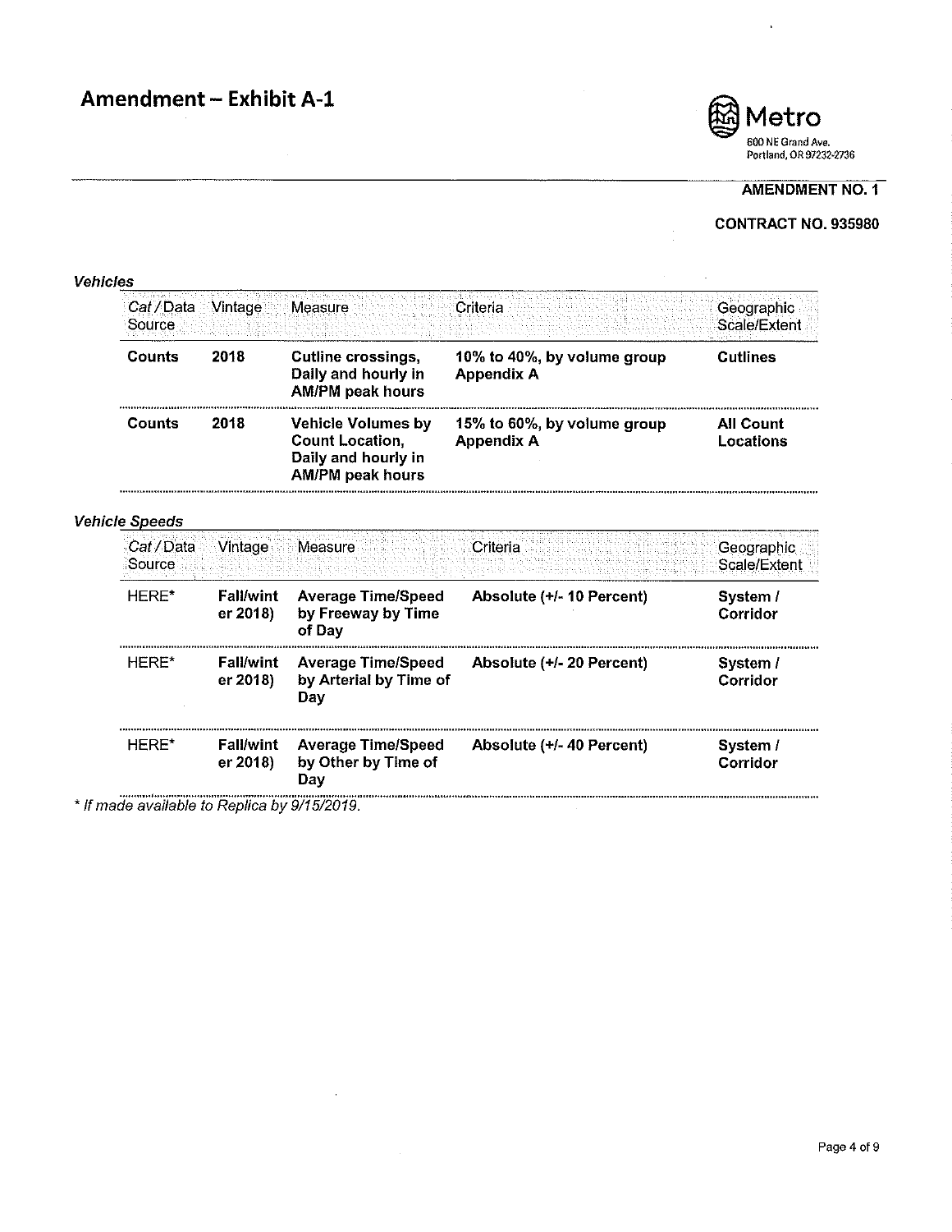# Amendment – Exhibit A-1

Metro
600 NE Grand Ave.
Portland, OR 97232-2736

**AMENDMENT NO. 1**

**CONTRACT NO. 935980**

***Vehicles***

| Cat / Data Source | Vintage | Measure | Criteria | Geographic Scale/Extent |
|---|---|---|---|---|
| **Counts** | **2018** | **Cutline crossings, Daily and hourly in AM/PM peak hours** | **10% to 40%, by volume group Appendix A** | **Cutlines** |
| **Counts** | **2018** | **Vehicle Volumes by Count Location, Daily and hourly in AM/PM peak hours** | **15% to 60%, by volume group Appendix A** | **All Count Locations** |

***Vehicle Speeds***

| Cat / Data Source | Vintage | Measure | Criteria | Geographic Scale/Extent |
|---|---|---|---|---|
| HERE* | **Fall/winter 2018)** | **Average Time/Speed by Freeway by Time of Day** | **Absolute (+/- 10 Percent)** | **System / Corridor** |
| HERE* | **Fall/winter 2018)** | **Average Time/Speed by Arterial by Time of Day** | **Absolute (+/- 20 Percent)** | **System / Corridor** |
| HERE* | **Fall/winter 2018)** | **Average Time/Speed by Other by Time of Day** | **Absolute (+/- 40 Percent)** | **System / Corridor** |

*\* If made available to Replica by 9/15/2019.*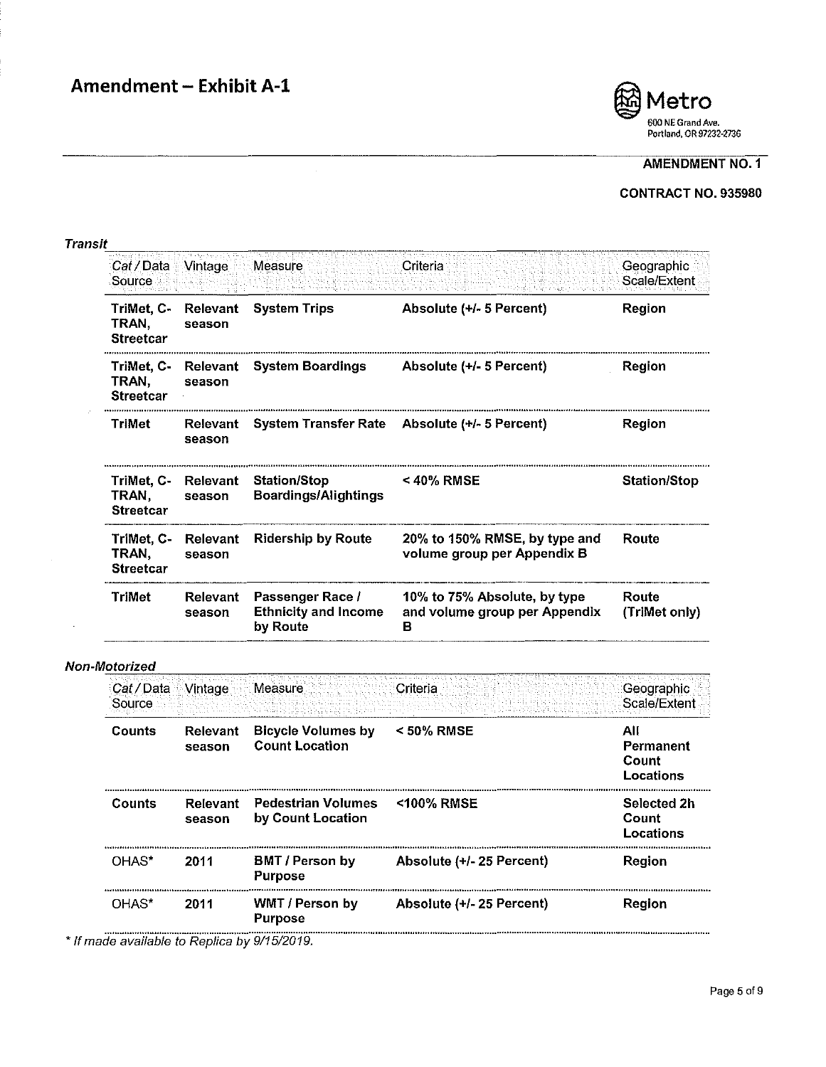# Amendment – Exhibit A-1

**AMENDMENT NO. 1**

**CONTRACT NO. 935980**

***Transit***

| Cat / Data Source | Vintage | Measure | Criteria | Geographic Scale/Extent |
|---|---|---|---|---|
| **TriMet, C-TRAN, Streetcar** | **Relevant season** | **System Trips** | **Absolute (+/- 5 Percent)** | **Region** |
| **TriMet, C-TRAN, Streetcar** | **Relevant season** | **System Boardings** | **Absolute (+/- 5 Percent)** | **Region** |
| **TriMet** | **Relevant season** | **System Transfer Rate** | **Absolute (+/- 5 Percent)** | **Region** |
| **TriMet, C-TRAN, Streetcar** | **Relevant season** | **Station/Stop Boardings/Alightings** | **< 40% RMSE** | **Station/Stop** |
| **TriMet, C-TRAN, Streetcar** | **Relevant season** | **Ridership by Route** | **20% to 150% RMSE, by type and volume group per Appendix B** | **Route** |
| **TriMet** | **Relevant season** | **Passenger Race / Ethnicity and Income by Route** | **10% to 75% Absolute, by type and volume group per Appendix B** | **Route (TriMet only)** |

***Non-Motorized***

| Cat / Data Source | Vintage | Measure | Criteria | Geographic Scale/Extent |
|---|---|---|---|---|
| **Counts** | **Relevant season** | **Bicycle Volumes by Count Location** | **< 50% RMSE** | **All Permanent Count Locations** |
| **Counts** | **Relevant season** | **Pedestrian Volumes by Count Location** | **<100% RMSE** | **Selected 2h Count Locations** |
| OHAS* | **2011** | **BMT / Person by Purpose** | **Absolute (+/- 25 Percent)** | **Region** |
| OHAS* | **2011** | **WMT / Person by Purpose** | **Absolute (+/- 25 Percent)** | **Region** |

*\* If made available to Replica by 9/15/2019.*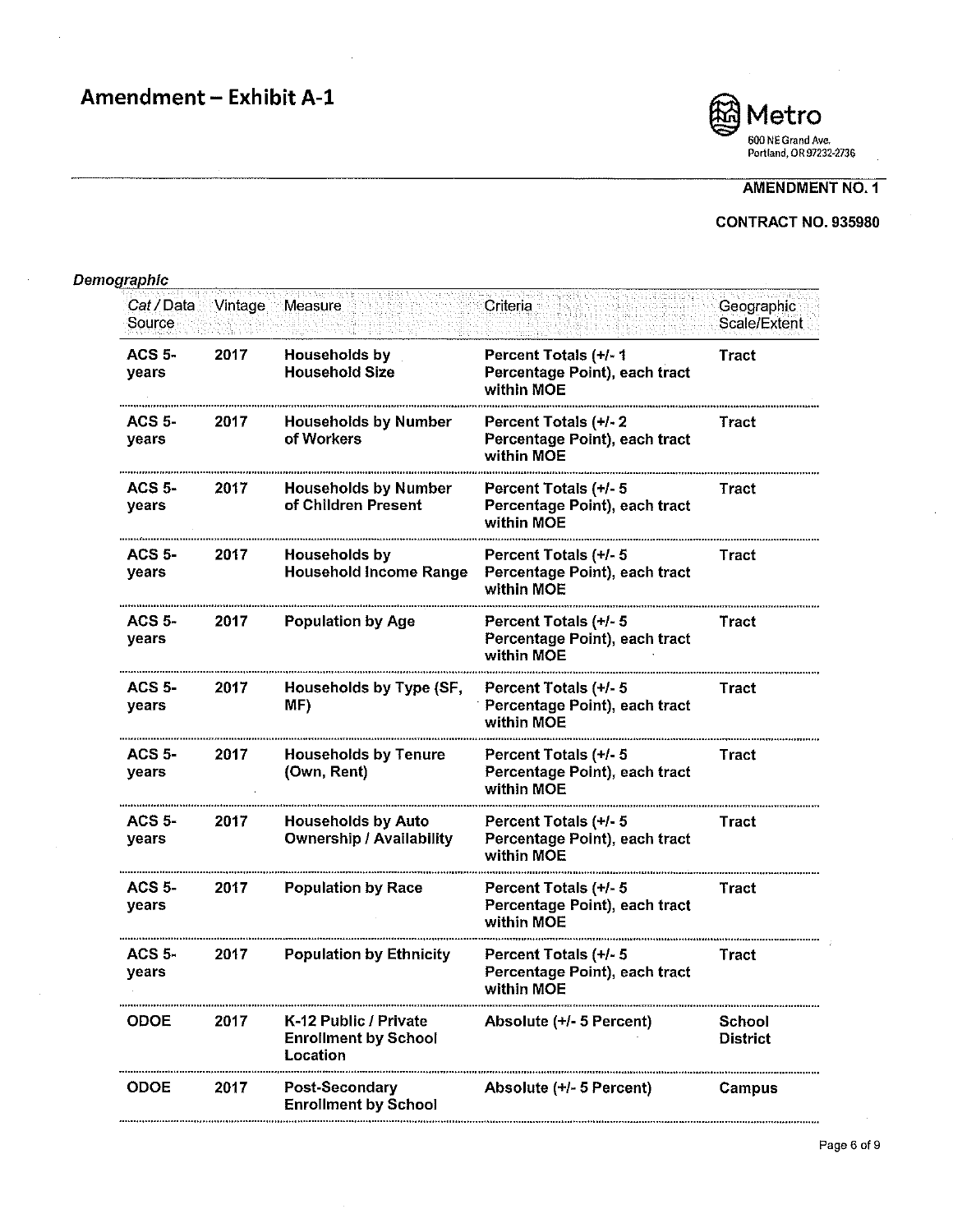# Amendment – Exhibit A-1

Metro
600 NE Grand Ave.
Portland, OR 97232-2736

**AMENDMENT NO. 1**

**CONTRACT NO. 935980**

***Demographic***

| Cat / Data Source | Vintage | Measure | Criteria | Geographic Scale/Extent |
|---|---|---|---|---|
| **ACS 5-years** | **2017** | **Households by Household Size** | **Percent Totals (+/- 1 Percentage Point), each tract within MOE** | **Tract** |
| **ACS 5-years** | **2017** | **Households by Number of Workers** | **Percent Totals (+/- 2 Percentage Point), each tract within MOE** | **Tract** |
| **ACS 5-years** | **2017** | **Households by Number of Children Present** | **Percent Totals (+/- 5 Percentage Point), each tract within MOE** | **Tract** |
| **ACS 5-years** | **2017** | **Households by Household Income Range** | **Percent Totals (+/- 5 Percentage Point), each tract within MOE** | **Tract** |
| **ACS 5-years** | **2017** | **Population by Age** | **Percent Totals (+/- 5 Percentage Point), each tract within MOE** | **Tract** |
| **ACS 5-years** | **2017** | **Households by Type (SF, MF)** | **Percent Totals (+/- 5 Percentage Point), each tract within MOE** | **Tract** |
| **ACS 5-years** | **2017** | **Households by Tenure (Own, Rent)** | **Percent Totals (+/- 5 Percentage Point), each tract within MOE** | **Tract** |
| **ACS 5-years** | **2017** | **Households by Auto Ownership / Availability** | **Percent Totals (+/- 5 Percentage Point), each tract within MOE** | **Tract** |
| **ACS 5-years** | **2017** | **Population by Race** | **Percent Totals (+/- 5 Percentage Point), each tract within MOE** | **Tract** |
| **ACS 5-years** | **2017** | **Population by Ethnicity** | **Percent Totals (+/- 5 Percentage Point), each tract within MOE** | **Tract** |
| **ODOE** | **2017** | **K-12 Public / Private Enrollment by School Location** | **Absolute (+/- 5 Percent)** | **School District** |
| **ODOE** | **2017** | **Post-Secondary Enrollment by School** | **Absolute (+/- 5 Percent)** | **Campus** |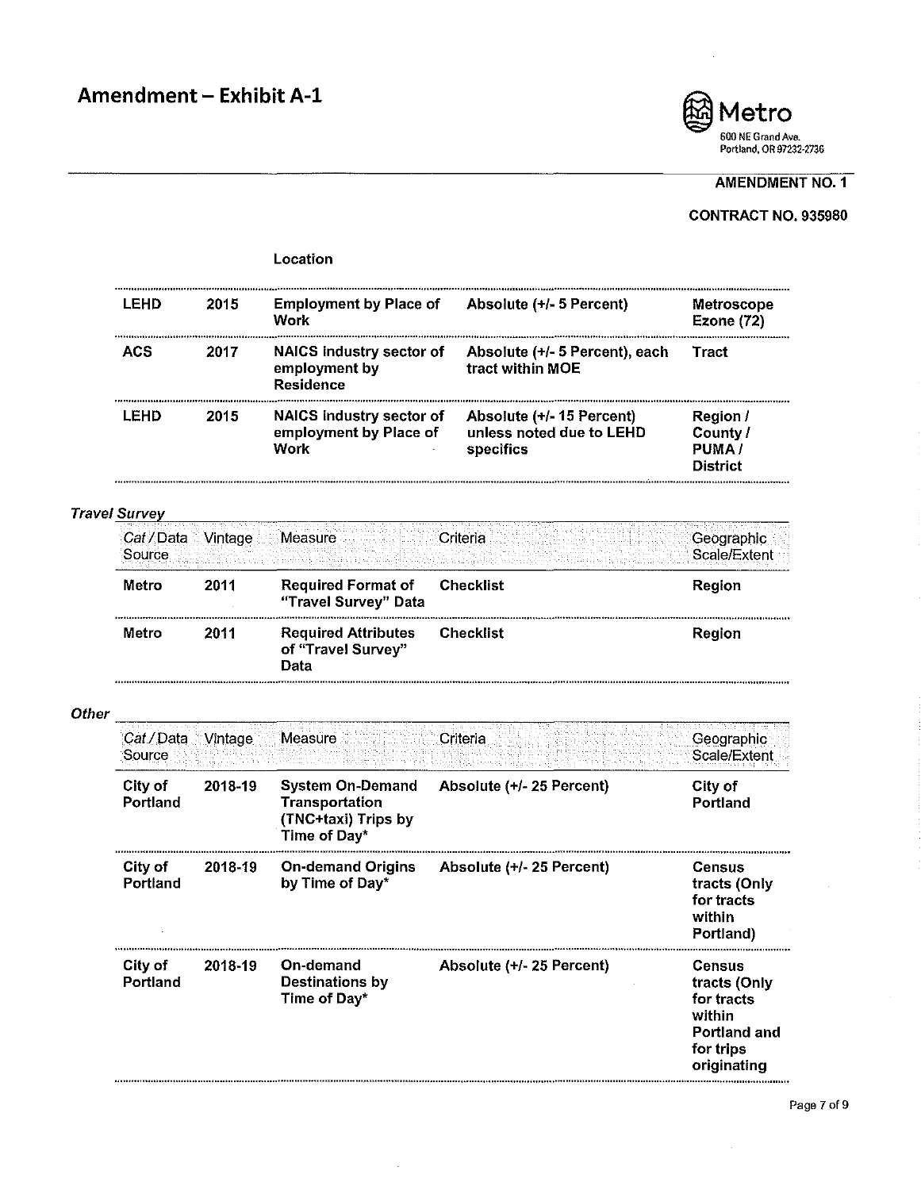# Amendment – Exhibit A-1

**AMENDMENT NO. 1**

**CONTRACT NO. 935980**

| | | Location | | |
|---|---|---|---|---|
| **LEHD** | **2015** | **Employment by Place of Work** | **Absolute (+/- 5 Percent)** | **Metroscope Ezone (72)** |
| **ACS** | **2017** | **NAICS industry sector of employment by Residence** | **Absolute (+/- 5 Percent), each tract within MOE** | **Tract** |
| **LEHD** | **2015** | **NAICS industry sector of employment by Place of Work** | **Absolute (+/- 15 Percent) unless noted due to LEHD specifics** | **Region / County / PUMA / District** |

*Travel Survey*

| Cat / Data Source | Vintage | Measure | Criteria | Geographic Scale/Extent |
|---|---|---|---|---|
| **Metro** | **2011** | **Required Format of "Travel Survey" Data** | **Checklist** | **Region** |
| **Metro** | **2011** | **Required Attributes of "Travel Survey" Data** | **Checklist** | **Region** |

*Other*

| Cat / Data Source | Vintage | Measure | Criteria | Geographic Scale/Extent |
|---|---|---|---|---|
| **City of Portland** | **2018-19** | **System On-Demand Transportation (TNC+taxi) Trips by Time of Day*** | **Absolute (+/- 25 Percent)** | **City of Portland** |
| **City of Portland** | **2018-19** | **On-demand Origins by Time of Day*** | **Absolute (+/- 25 Percent)** | **Census tracts (Only for tracts within Portland)** |
| **City of Portland** | **2018-19** | **On-demand Destinations by Time of Day*** | **Absolute (+/- 25 Percent)** | **Census tracts (Only for tracts within Portland and for trips originating** |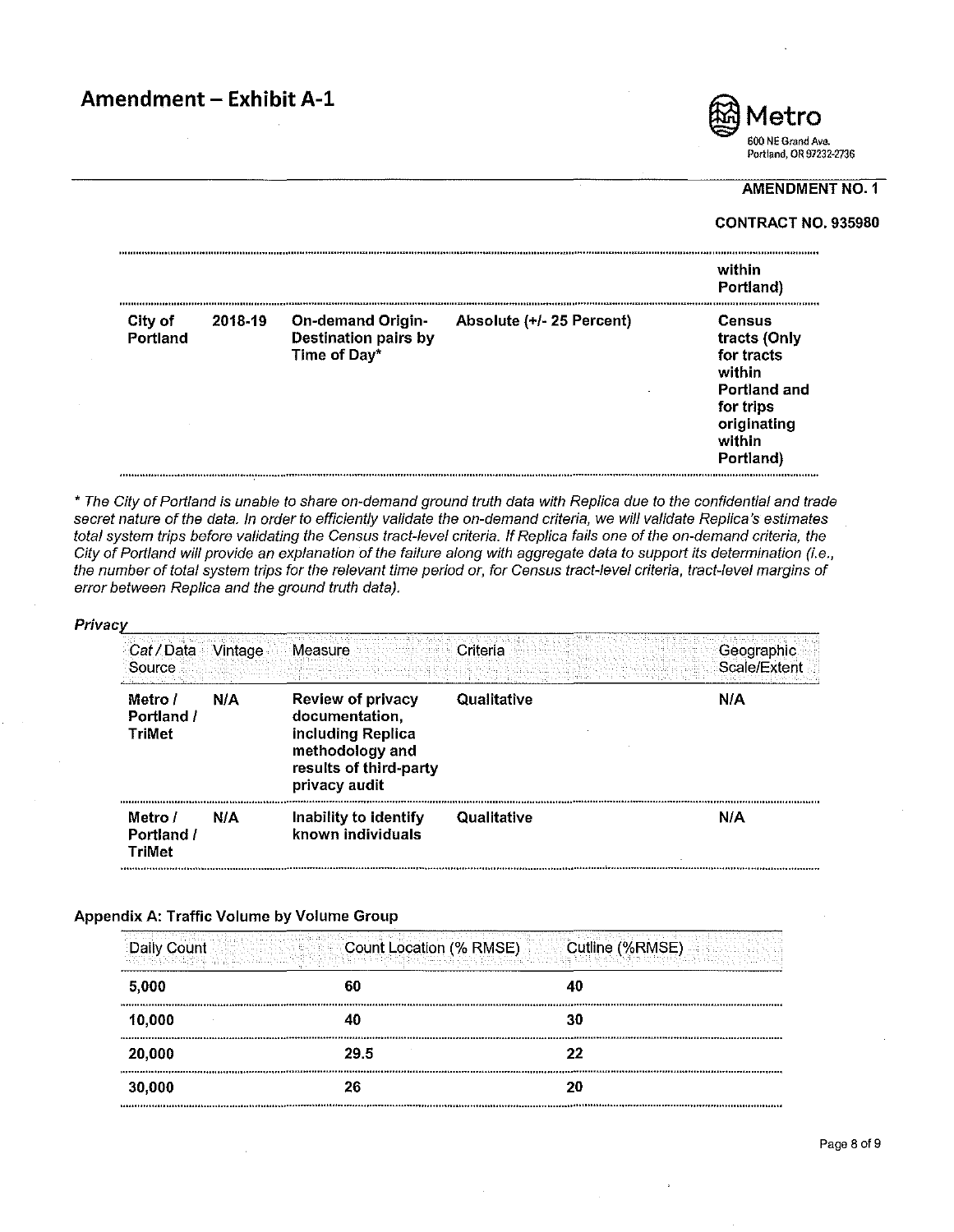# Amendment – Exhibit A-1

**AMENDMENT NO. 1**

**CONTRACT NO. 935980**

| | | | | |
|---|---|---|---|---|
| | | | | **within Portland)** |
| **City of Portland** | **2018-19** | **On-demand Origin-Destination pairs by Time of Day*** | **Absolute (+/- 25 Percent)** | **Census tracts (Only for tracts within Portland and for trips originating within Portland)** |

*\* The City of Portland is unable to share on-demand ground truth data with Replica due to the confidential and trade secret nature of the data. In order to efficiently validate the on-demand criteria, we will validate Replica's estimates total system trips before validating the Census tract-level criteria. If Replica fails one of the on-demand criteria, the City of Portland will provide an explanation of the failure along with aggregate data to support its determination (i.e., the number of total system trips for the relevant time period or, for Census tract-level criteria, tract-level margins of error between Replica and the ground truth data).*

***Privacy***

| Cat / Data Source | Vintage | Measure | Criteria | Geographic Scale/Extent |
|---|---|---|---|---|
| **Metro / Portland / TriMet** | **N/A** | **Review of privacy documentation, including Replica methodology and results of third-party privacy audit** | **Qualitative** | **N/A** |
| **Metro / Portland / TriMet** | **N/A** | **Inability to identify known individuals** | **Qualitative** | **N/A** |

**Appendix A: Traffic Volume by Volume Group**

| Daily Count | Count Location (% RMSE) | Cutline (%RMSE) |
|---|---|---|
| **5,000** | **60** | **40** |
| **10,000** | **40** | **30** |
| **20,000** | **29.5** | **22** |
| **30,000** | **26** | **20** |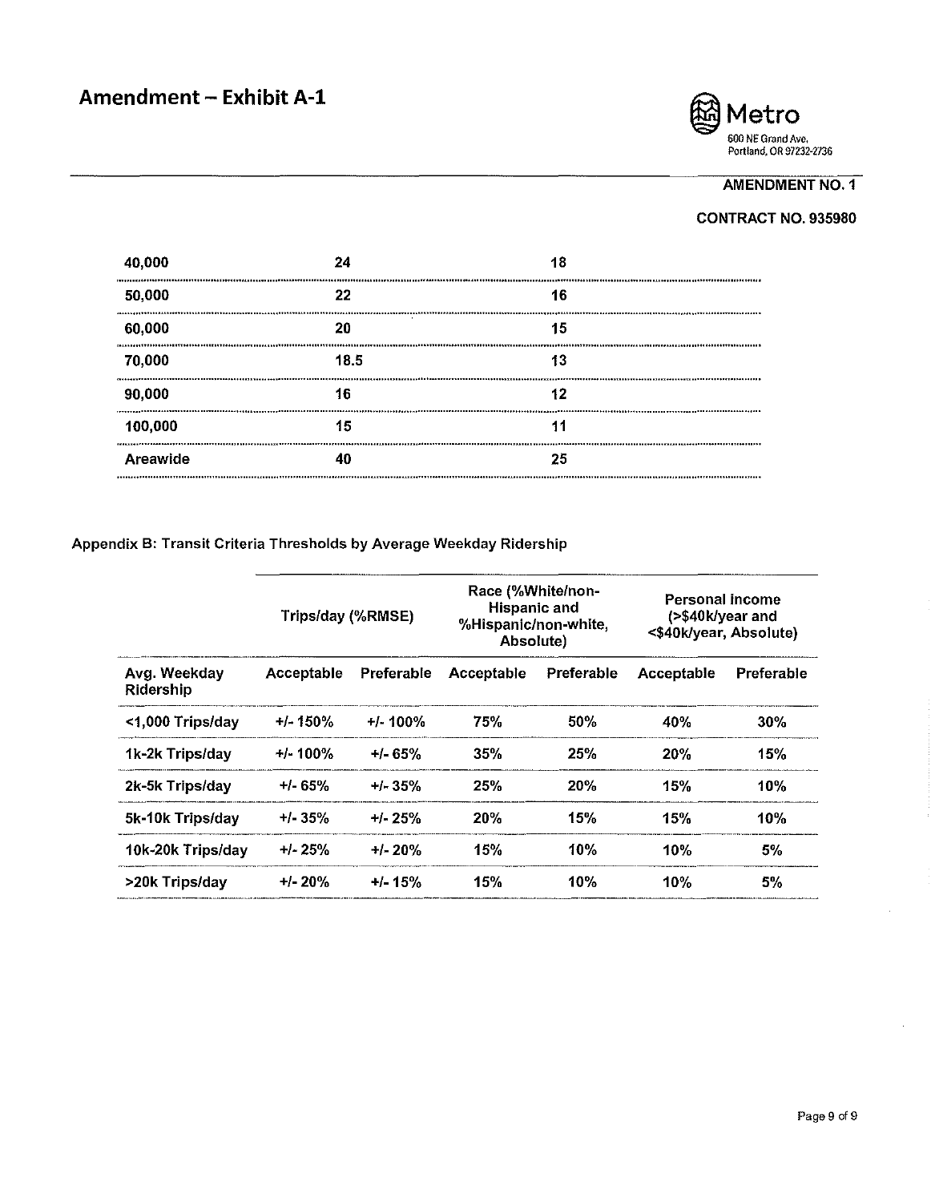## Amendment – Exhibit A-1

**AMENDMENT NO. 1**

**CONTRACT NO. 935980**

| | | |
|---|---|---|
| 40,000 | 24 | 18 |
| 50,000 | 22 | 16 |
| 60,000 | 20 | 15 |
| 70,000 | 18.5 | 13 |
| 90,000 | 16 | 12 |
| 100,000 | 15 | 11 |
| Areawide | 40 | 25 |

Appendix B: Transit Criteria Thresholds by Average Weekday Ridership

| | Trips/day (%RMSE) | | Race (%White/non-Hispanic and %Hispanic/non-white, Absolute) | | Personal Income (>$40k/year and <$40k/year, Absolute) | |
|---|---|---|---|---|---|---|
| Avg. Weekday Ridership | Acceptable | Preferable | Acceptable | Preferable | Acceptable | Preferable |
| <1,000 Trips/day | +/- 150% | +/- 100% | 75% | 50% | 40% | 30% |
| 1k-2k Trips/day | +/- 100% | +/- 65% | 35% | 25% | 20% | 15% |
| 2k-5k Trips/day | +/- 65% | +/- 35% | 25% | 20% | 15% | 10% |
| 5k-10k Trips/day | +/- 35% | +/- 25% | 20% | 15% | 15% | 10% |
| 10k-20k Trips/day | +/- 25% | +/- 20% | 15% | 10% | 10% | 5% |
| >20k Trips/day | +/- 20% | +/- 15% | 15% | 10% | 10% | 5% |